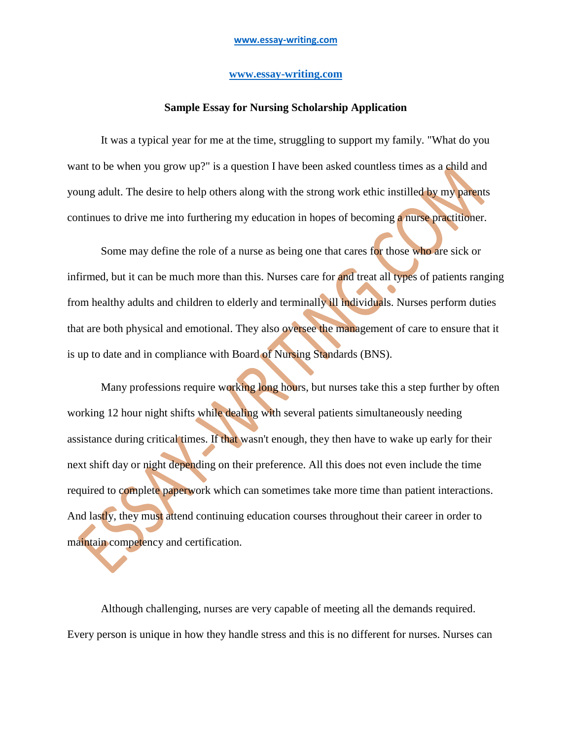**Sample Essay for Nursing Scholarship Application**

It was a typical year for me at the time, struggling to support my family. "What do you want to be when you grow up?" is a question I have been asked countless times as a child and young adult. The desire to help others along with the strong work ethic instilled by my parents continues to drive me into furthering my education in hopes of becoming a nurse practitioner.

Some may define the role of a nurse as being one that cares for those who are sick or infirmed, but it can be much more than this. Nurses care for and treat all types of patients ranging from healthy adults and children to elderly and terminally ill individuals. Nurses perform duties that are both physical and emotional. They also oversee the management of care to ensure that it is up to date and in compliance with Board of Nursing Standards (BNS).

Many professions require working long hours, but nurses take this a step further by often working 12 hour night shifts while dealing with several patients simultaneously needing assistance during critical times. If that wasn't enough, they then have to wake up early for their next shift day or night depending on their preference. All this does not even include the time required to complete paperwork which can sometimes take more time than patient interactions. And lastly, they must attend continuing education courses throughout their career in order to maintain competency and certification.

Although challenging, nurses are very capable of meeting all the demands required. Every person is unique in how they handle stress and this is no different for nurses. Nurses can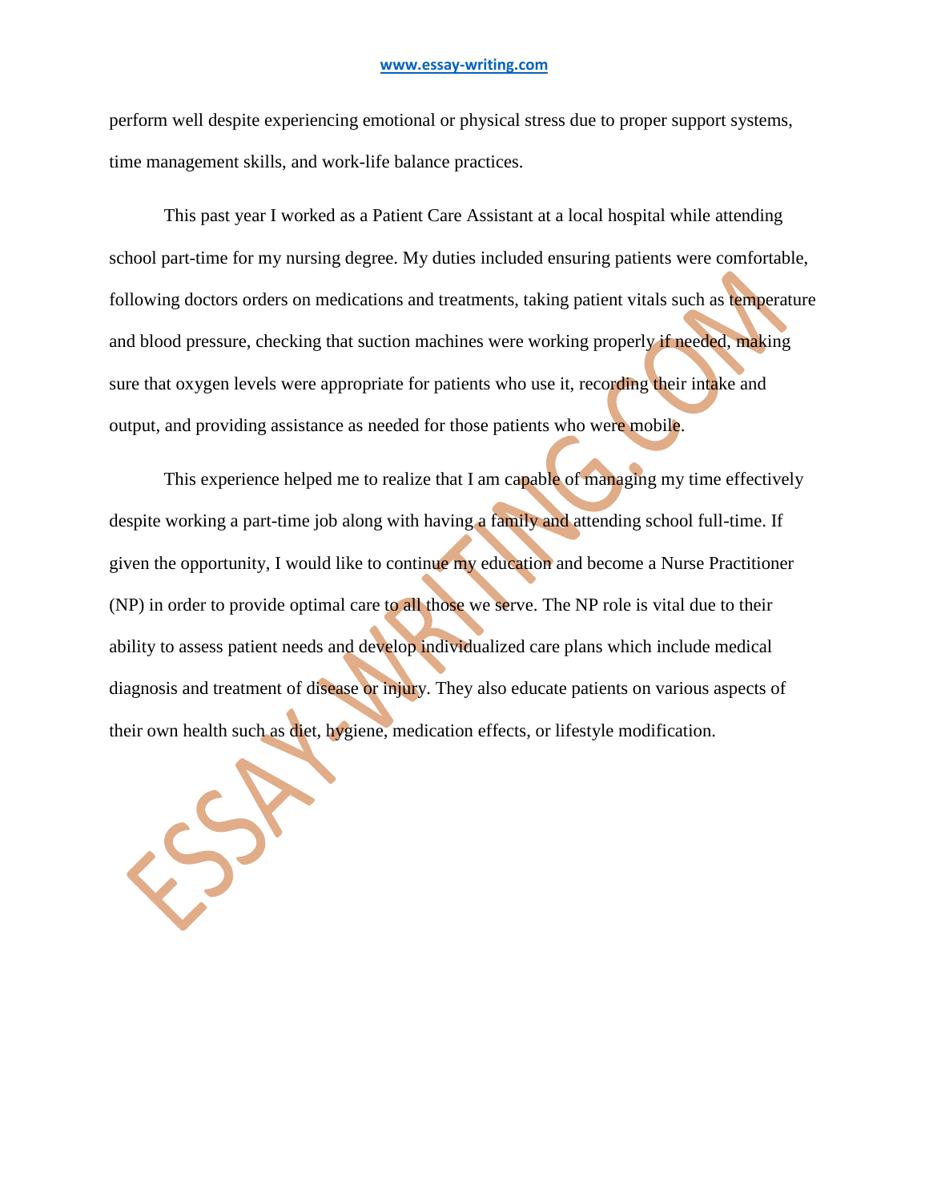perform well despite experiencing emotional or physical stress due to proper support systems, time management skills, and work-life balance practices.

This past year I worked as a Patient Care Assistant at a local hospital while attending school part-time for my nursing degree. My duties included ensuring patients were comfortable, following doctors orders on medications and treatments, taking patient vitals such as temperature and blood pressure, checking that suction machines were working properly if needed, making sure that oxygen levels were appropriate for patients who use it, recording their intake and output, and providing assistance as needed for those patients who were mobile.

This experience helped me to realize that I am capable of managing my time effectively despite working a part-time job along with having a family and attending school full-time. If given the opportunity, I would like to continue my education and become a Nurse Practitioner (NP) in order to provide optimal care to all those we serve. The NP role is vital due to their ability to assess patient needs and develop individualized care plans which include medical diagnosis and treatment of disease or injury. They also educate patients on various aspects of their own health such as diet, hygiene, medication effects, or lifestyle modification.